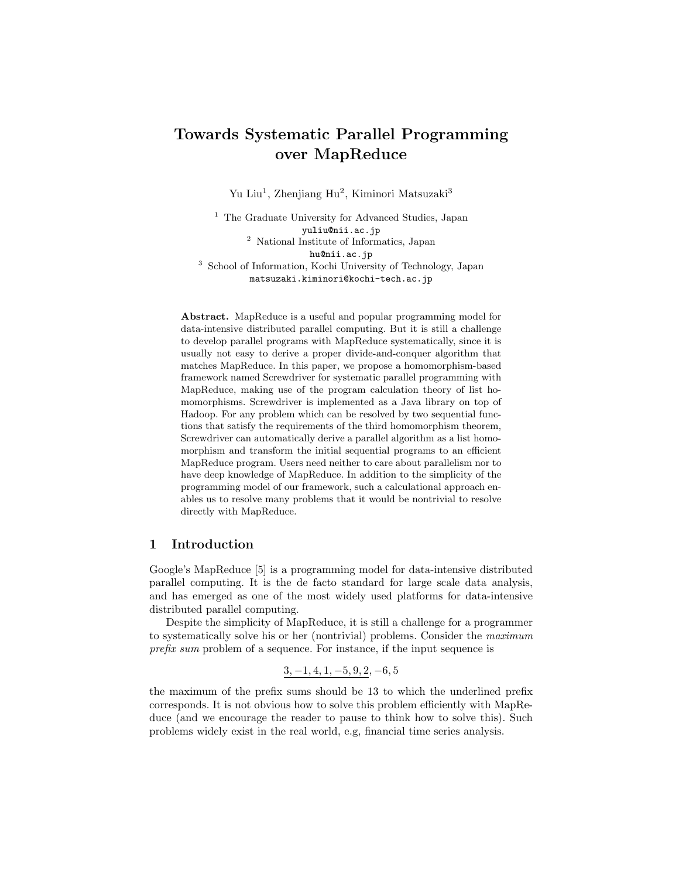# Towards Systematic Parallel Programming over MapReduce

Yu Liu[1], Zhenjiang Hu[2], Kiminori Matsuzaki[3]

[1] The Graduate University for Advanced Studies, Japan
yuliu@nii.ac.jp
[2] National Institute of Informatics, Japan
hu@nii.ac.jp
[3] School of Information, Kochi University of Technology, Japan
matsuzaki.kiminori@kochi-tech.ac.jp

**Abstract.** MapReduce is a useful and popular programming model for data-intensive distributed parallel computing. But it is still a challenge to develop parallel programs with MapReduce systematically, since it is usually not easy to derive a proper divide-and-conquer algorithm that matches MapReduce. In this paper, we propose a homomorphism-based framework named Screwdriver for systematic parallel programming with MapReduce, making use of the program calculation theory of list homomorphisms. Screwdriver is implemented as a Java library on top of Hadoop. For any problem which can be resolved by two sequential functions that satisfy the requirements of the third homomorphism theorem, Screwdriver can automatically derive a parallel algorithm as a list homomorphism and transform the initial sequential programs to an efficient MapReduce program. Users need neither to care about parallelism nor to have deep knowledge of MapReduce. In addition to the simplicity of the programming model of our framework, such a calculational approach enables us to resolve many problems that it would be nontrivial to resolve directly with MapReduce.

## 1 Introduction

Google's MapReduce [5] is a programming model for data-intensive distributed parallel computing. It is the de facto standard for large scale data analysis, and has emerged as one of the most widely used platforms for data-intensive distributed parallel computing.

Despite the simplicity of MapReduce, it is still a challenge for a programmer to systematically solve his or her (nontrivial) problems. Consider the *maximum prefix sum* problem of a sequence. For instance, if the input sequence is

$$\underline{3, -1, 4, 1, -5, 9, 2}, -6, 5$$

the maximum of the prefix sums should be 13 to which the underlined prefix corresponds. It is not obvious how to solve this problem efficiently with MapReduce (and we encourage the reader to pause to think how to solve this). Such problems widely exist in the real world, e.g, financial time series analysis.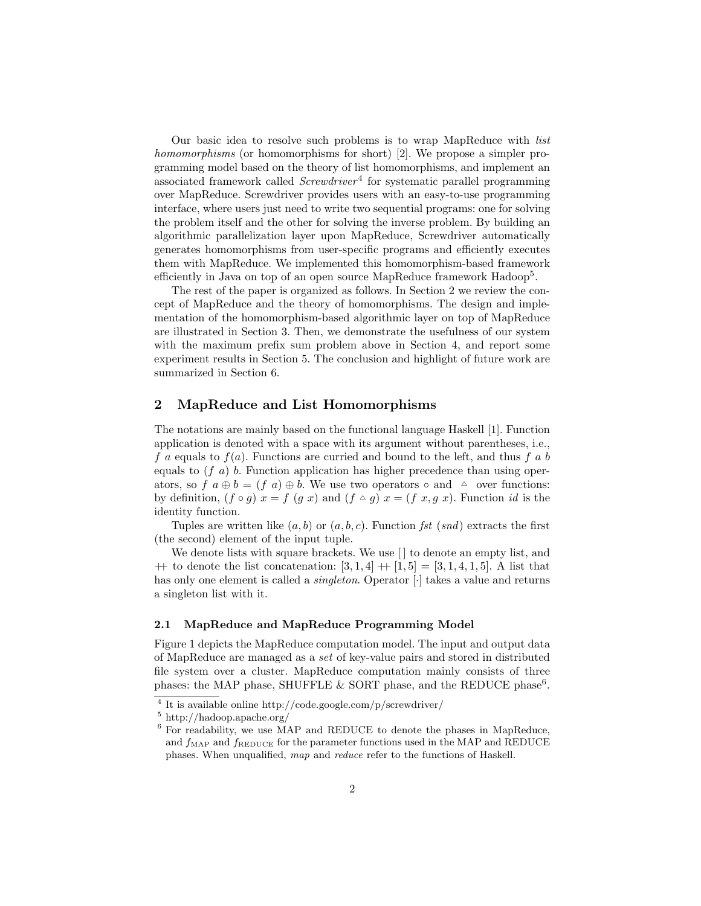Our basic idea to resolve such problems is to wrap MapReduce with *list homomorphisms* (or homomorphisms for short) [2]. We propose a simpler programming model based on the theory of list homomorphisms, and implement an associated framework called *Screwdriver*[4] for systematic parallel programming over MapReduce. Screwdriver provides users with an easy-to-use programming interface, where users just need to write two sequential programs: one for solving the problem itself and the other for solving the inverse problem. By building an algorithmic parallelization layer upon MapReduce, Screwdriver automatically generates homomorphisms from user-specific programs and efficiently executes them with MapReduce. We implemented this homomorphism-based framework efficiently in Java on top of an open source MapReduce framework Hadoop[5].

The rest of the paper is organized as follows. In Section 2 we review the concept of MapReduce and the theory of homomorphisms. The design and implementation of the homomorphism-based algorithmic layer on top of MapReduce are illustrated in Section 3. Then, we demonstrate the usefulness of our system with the maximum prefix sum problem above in Section 4, and report some experiment results in Section 5. The conclusion and highlight of future work are summarized in Section 6.

## 2 MapReduce and List Homomorphisms

The notations are mainly based on the functional language Haskell [1]. Function application is denoted with a space with its argument without parentheses, i.e., $f\ a$ equals to $f(a)$. Functions are curried and bound to the left, and thus $f\ a\ b$ equals to $(f\ a)\ b$. Function application has higher precedence than using operators, so $f\ a \oplus b = (f\ a) \oplus b$. We use two operators $\circ$ and $\vartriangle$ over functions: by definition, $(f \circ g)\ x = f\ (g\ x)$ and $(f \vartriangle g)\ x = (f\ x, g\ x)$. Function $id$ is the identity function.

Tuples are written like $(a, b)$ or $(a, b, c)$. Function *fst* (*snd*) extracts the first (the second) element of the input tuple.

We denote lists with square brackets. We use $[\,]$ to denote an empty list, and $+\!\!+$ to denote the list concatenation: $[3, 1, 4] +\!\!+ [1, 5] = [3, 1, 4, 1, 5]$. A list that has only one element is called a *singleton*. Operator $[\cdot]$ takes a value and returns a singleton list with it.

### 2.1 MapReduce and MapReduce Programming Model

Figure 1 depicts the MapReduce computation model. The input and output data of MapReduce are managed as a *set* of key-value pairs and stored in distributed file system over a cluster. MapReduce computation mainly consists of three phases: the MAP phase, SHUFFLE & SORT phase, and the REDUCE phase[6].

[4] It is available online http://code.google.com/p/screwdriver/

[5] http://hadoop.apache.org/

[6] For readability, we use MAP and REDUCE to denote the phases in MapReduce, and $f_{\text{MAP}}$ and $f_{\text{REDUCE}}$ for the parameter functions used in the MAP and REDUCE phases. When unqualified, *map* and *reduce* refer to the functions of Haskell.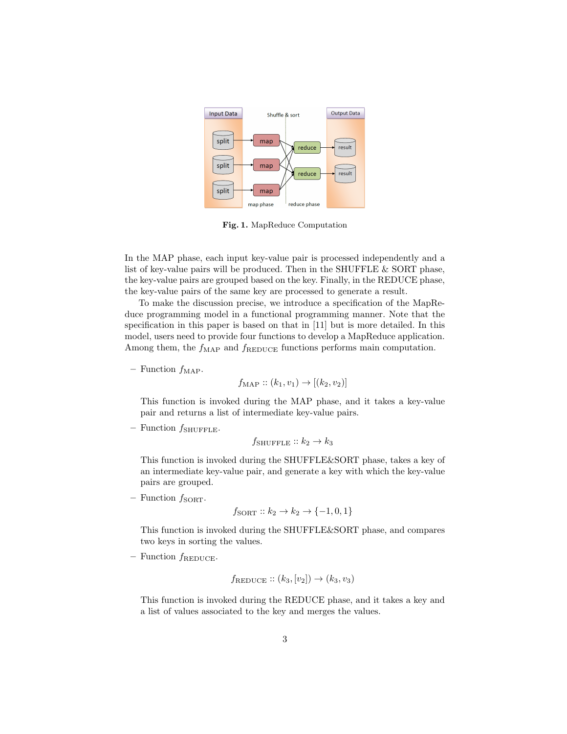**Fig. 1.** MapReduce Computation

In the MAP phase, each input key-value pair is processed independently and a list of key-value pairs will be produced. Then in the SHUFFLE & SORT phase, the key-value pairs are grouped based on the key. Finally, in the REDUCE phase, the key-value pairs of the same key are processed to generate a result.

To make the discussion precise, we introduce a specification of the MapReduce programming model in a functional programming manner. Note that the specification in this paper is based on that in [11] but is more detailed. In this model, users need to provide four functions to develop a MapReduce application. Among them, the $f_{\text{MAP}}$ and $f_{\text{REDUCE}}$ functions performs main computation.

- Function $f_{\text{MAP}}$.

  $$f_{\text{MAP}} :: (k_1, v_1) \to [(k_2, v_2)]$$

  This function is invoked during the MAP phase, and it takes a key-value pair and returns a list of intermediate key-value pairs.

- Function $f_{\text{SHUFFLE}}$.

  $$f_{\text{SHUFFLE}} :: k_2 \to k_3$$

  This function is invoked during the SHUFFLE&SORT phase, takes a key of an intermediate key-value pair, and generate a key with which the key-value pairs are grouped.

- Function $f_{\text{SORT}}$.

  $$f_{\text{SORT}} :: k_2 \to k_2 \to \{-1, 0, 1\}$$

  This function is invoked during the SHUFFLE&SORT phase, and compares two keys in sorting the values.

- Function $f_{\text{REDUCE}}$.

  $$f_{\text{REDUCE}} :: (k_3, [v_2]) \to (k_3, v_3)$$

  This function is invoked during the REDUCE phase, and it takes a key and a list of values associated to the key and merges the values.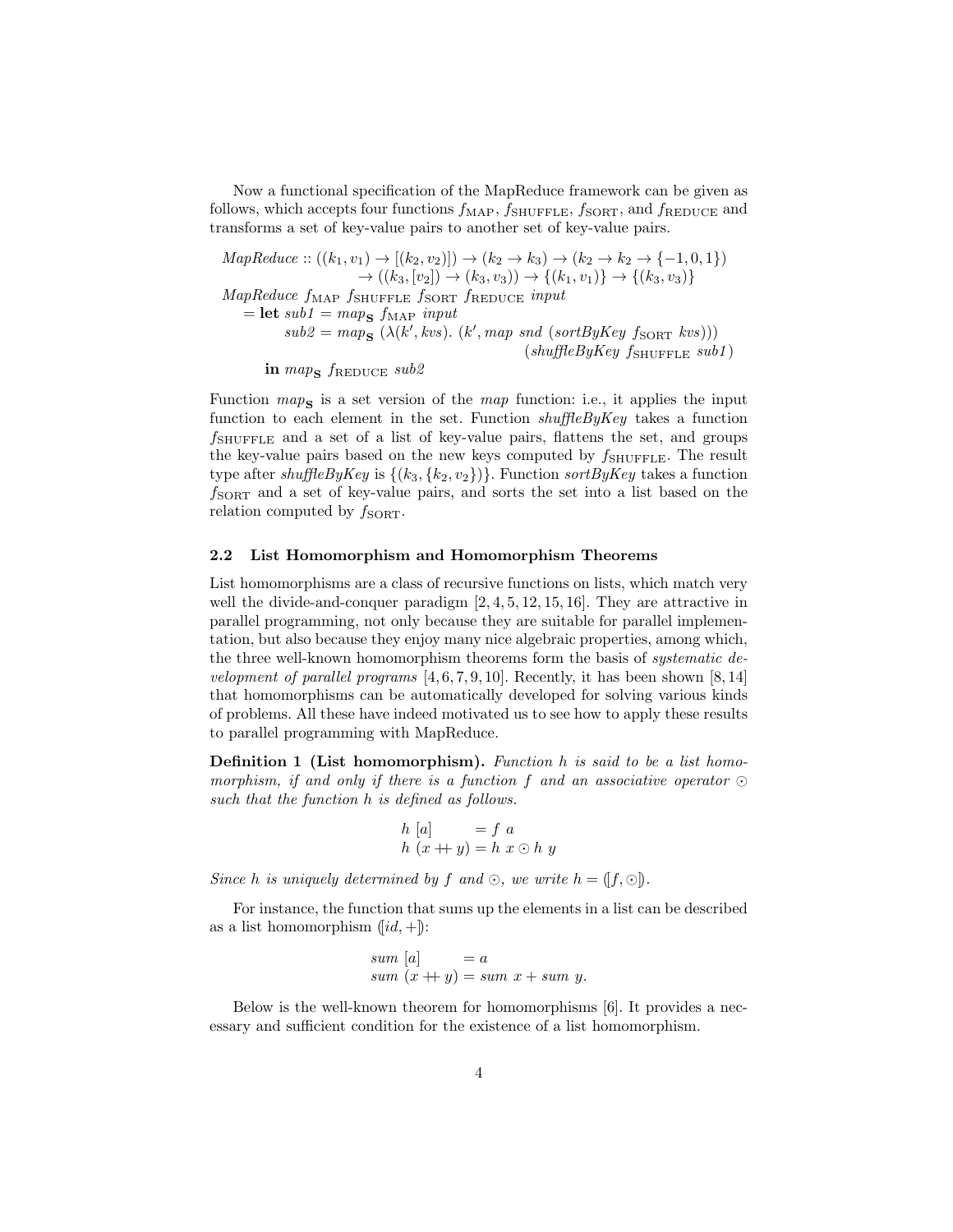Now a functional specification of the MapReduce framework can be given as follows, which accepts four functions $f_{\text{MAP}}$, $f_{\text{SHUFFLE}}$, $f_{\text{SORT}}$, and $f_{\text{REDUCE}}$ and transforms a set of key-value pairs to another set of key-value pairs.

$$
\begin{array}{l}
\mathit{MapReduce} :: ((k_1, v_1) \to [(k_2, v_2)]) \to (k_2 \to k_3) \to (k_2 \to k_2 \to \{-1, 0, 1\}) \\
\qquad\qquad\qquad \to ((k_3, [v_2]) \to (k_3, v_3)) \to \{(k_1, v_1)\} \to \{(k_3, v_3)\} \\
\mathit{MapReduce}\ f_{\text{MAP}}\ f_{\text{SHUFFLE}}\ f_{\text{SORT}}\ f_{\text{REDUCE}}\ \mathit{input} \\
\quad = \textbf{let}\ \mathit{sub1} = \mathit{map}_{\mathbf{S}}\ f_{\text{MAP}}\ \mathit{input} \\
\qquad\qquad \mathit{sub2} = \mathit{map}_{\mathbf{S}}\ (\lambda(k', \mathit{kvs}).\ (k', \mathit{map}\ \mathit{snd}\ (\mathit{sortByKey}\ f_{\text{SORT}}\ \mathit{kvs}))) \\
\qquad\qquad\qquad\qquad\qquad\qquad\qquad\qquad (\mathit{shuffleByKey}\ f_{\text{SHUFFLE}}\ \mathit{sub1}) \\
\qquad \textbf{in}\ \mathit{map}_{\mathbf{S}}\ f_{\text{REDUCE}}\ \mathit{sub2}
\end{array}
$$

Function $\mathit{map}_{\mathbf{S}}$ is a set version of the *map* function: i.e., it applies the input function to each element in the set. Function *shuffleByKey* takes a function $f_{\text{SHUFFLE}}$ and a set of a list of key-value pairs, flattens the set, and groups the key-value pairs based on the new keys computed by $f_{\text{SHUFFLE}}$. The result type after *shuffleByKey* is $\{(k_3, \{k_2, v_2\})\}$. Function *sortByKey* takes a function $f_{\text{SORT}}$ and a set of key-value pairs, and sorts the set into a list based on the relation computed by $f_{\text{SORT}}$.

### 2.2 List Homomorphism and Homomorphism Theorems

List homomorphisms are a class of recursive functions on lists, which match very well the divide-and-conquer paradigm [2, 4, 5, 12, 15, 16]. They are attractive in parallel programming, not only because they are suitable for parallel implementation, but also because they enjoy many nice algebraic properties, among which, the three well-known homomorphism theorems form the basis of *systematic development of parallel programs* [4, 6, 7, 9, 10]. Recently, it has been shown [8, 14] that homomorphisms can be automatically developed for solving various kinds of problems. All these have indeed motivated us to see how to apply these results to parallel programming with MapReduce.

**Definition 1 (List homomorphism).** *Function h is said to be a list homomorphism, if and only if there is a function f and an associative operator $\odot$ such that the function h is defined as follows.*

$$
\begin{array}{ll}
h\ [a] & = f\ a \\
h\ (x +\!\!+\ y) & = h\ x \odot h\ y
\end{array}
$$

*Since h is uniquely determined by f and $\odot$, we write $h = (\![f, \odot]\!)$.*

For instance, the function that sums up the elements in a list can be described as a list homomorphism $(\![id, +]\!)$:

$$
\begin{array}{ll}
\mathit{sum}\ [a] & = a \\
\mathit{sum}\ (x +\!\!+\ y) & = \mathit{sum}\ x + \mathit{sum}\ y.
\end{array}
$$

Below is the well-known theorem for homomorphisms [6]. It provides a necessary and sufficient condition for the existence of a list homomorphism.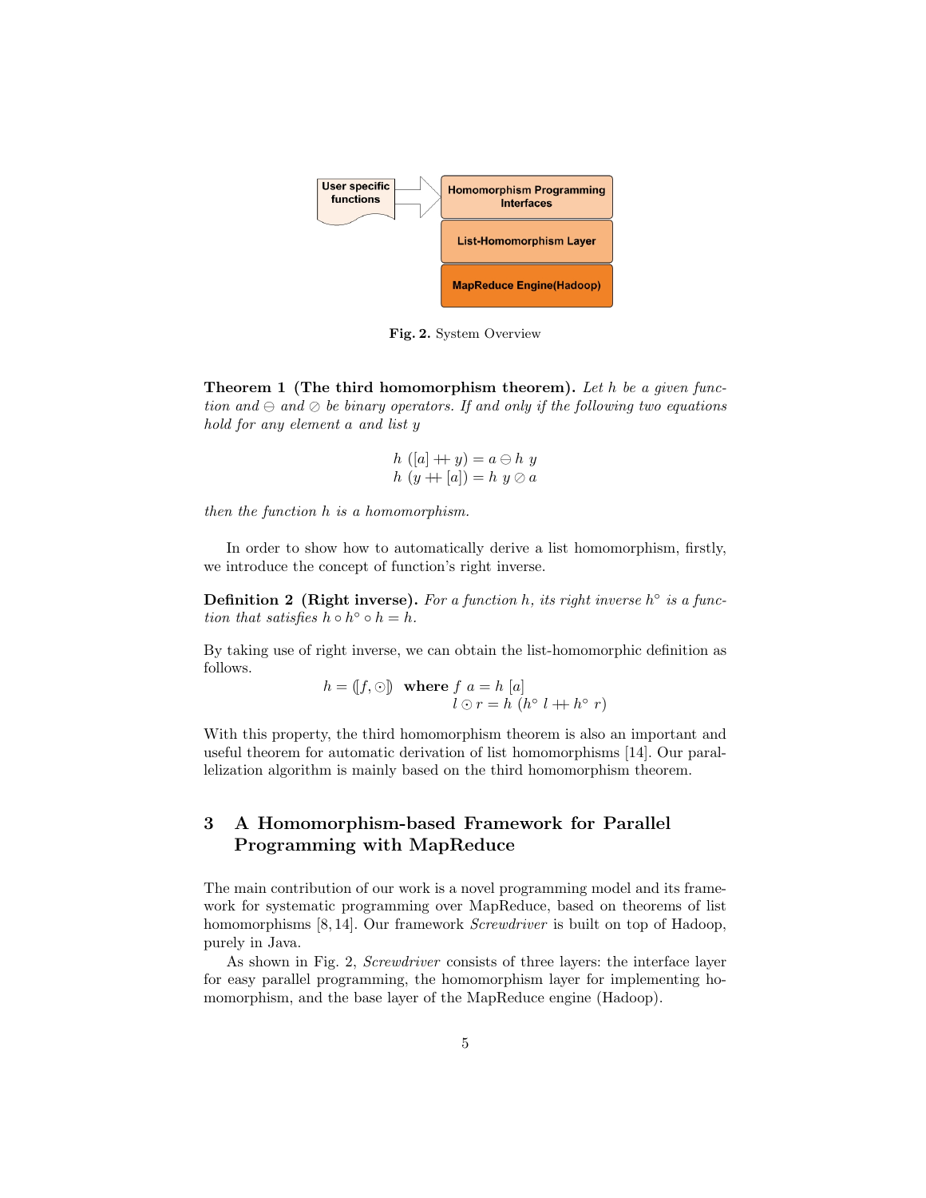User specific functions → Homomorphism Programming Interfaces / List-Homomorphism Layer / MapReduce Engine(Hadoop)

**Fig. 2.** System Overview

**Theorem 1 (The third homomorphism theorem).** *Let $h$ be a given function and $\ominus$ and $\oslash$ be binary operators. If and only if the following two equations hold for any element $a$ and list $y$*

$$h\ ([a] +\!\!+\ y) = a \ominus h\ y$$
$$h\ (y +\!\!+\ [a]) = h\ y \oslash a$$

*then the function $h$ is a homomorphism.*

In order to show how to automatically derive a list homomorphism, firstly, we introduce the concept of function's right inverse.

**Definition 2 (Right inverse).** *For a function $h$, its right inverse $h^\circ$ is a function that satisfies $h \circ h^\circ \circ h = h$.*

By taking use of right inverse, we can obtain the list-homomorphic definition as follows.

$$h = (\!|f, \odot|\!) \quad \textbf{where}\ f\ a = h\ [a]$$
$$l \odot r = h\ (h^\circ\ l +\!\!+\ h^\circ\ r)$$

With this property, the third homomorphism theorem is also an important and useful theorem for automatic derivation of list homomorphisms [14]. Our parallelization algorithm is mainly based on the third homomorphism theorem.

## 3 A Homomorphism-based Framework for Parallel Programming with MapReduce

The main contribution of our work is a novel programming model and its framework for systematic programming over MapReduce, based on theorems of list homomorphisms [8, 14]. Our framework *Screwdriver* is built on top of Hadoop, purely in Java.

As shown in Fig. 2, *Screwdriver* consists of three layers: the interface layer for easy parallel programming, the homomorphism layer for implementing homomorphism, and the base layer of the MapReduce engine (Hadoop).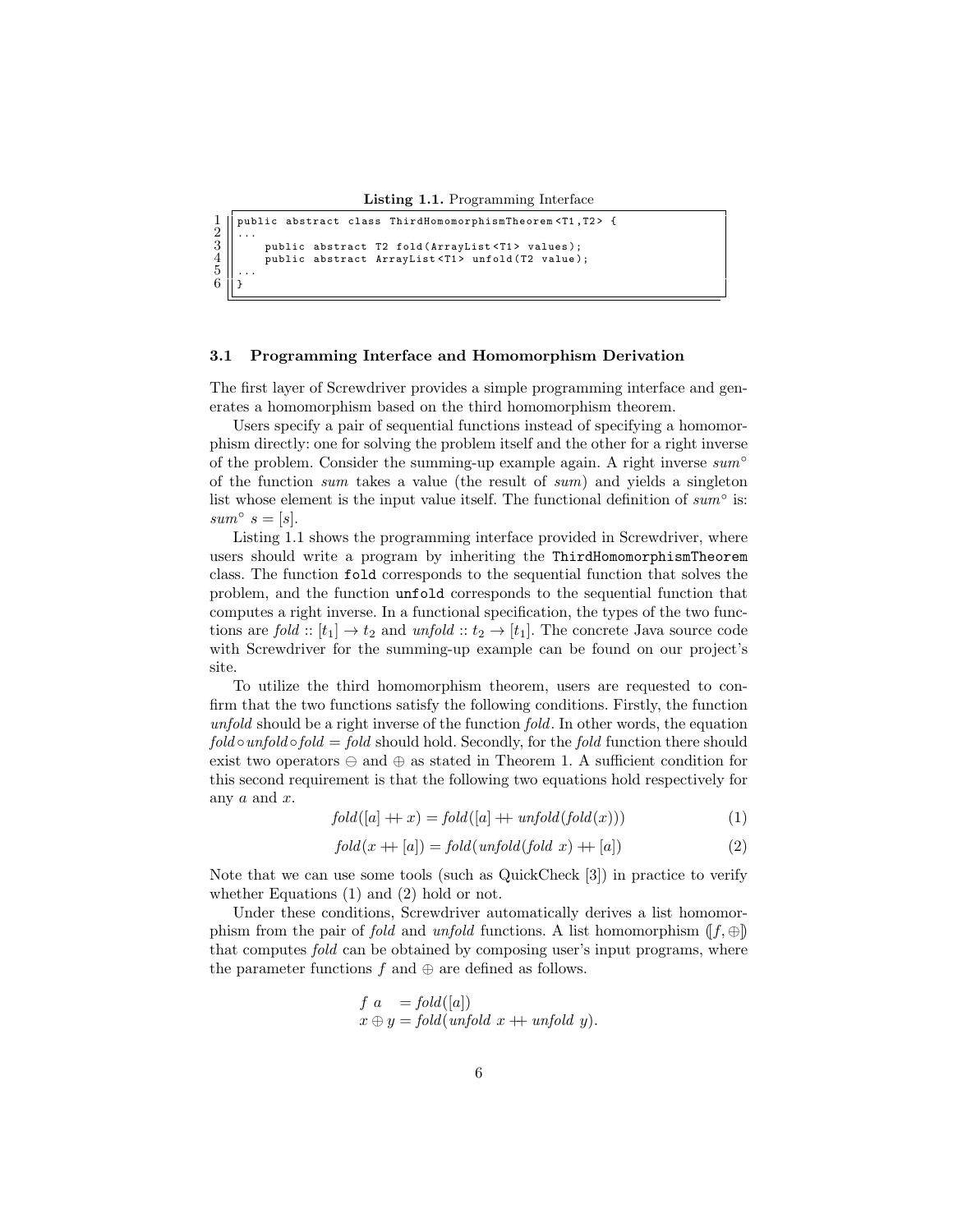**Listing 1.1.** Programming Interface

```
1 public abstract class ThirdHomomorphismTheorem<T1,T2> {
2 ...
3     public abstract T2 fold(ArrayList<T1> values);
4     public abstract ArrayList<T1> unfold(T2 value);
5 ...
6 }
```

### 3.1 Programming Interface and Homomorphism Derivation

The first layer of Screwdriver provides a simple programming interface and generates a homomorphism based on the third homomorphism theorem.

Users specify a pair of sequential functions instead of specifying a homomorphism directly: one for solving the problem itself and the other for a right inverse of the problem. Consider the summing-up example again. A right inverse $sum^\circ$ of the function *sum* takes a value (the result of *sum*) and yields a singleton list whose element is the input value itself. The functional definition of $sum^\circ$ is: $sum^\circ\ s = [s]$.

Listing 1.1 shows the programming interface provided in Screwdriver, where users should write a program by inheriting the `ThirdHomomorphismTheorem` class. The function `fold` corresponds to the sequential function that solves the problem, and the function `unfold` corresponds to the sequential function that computes a right inverse. In a functional specification, the types of the two functions are $fold :: [t_1] \to t_2$ and $unfold :: t_2 \to [t_1]$. The concrete Java source code with Screwdriver for the summing-up example can be found on our project's site.

To utilize the third homomorphism theorem, users are requested to confirm that the two functions satisfy the following conditions. Firstly, the function *unfold* should be a right inverse of the function *fold*. In other words, the equation $fold \circ unfold \circ fold = fold$ should hold. Secondly, for the *fold* function there should exist two operators $\ominus$ and $\oplus$ as stated in Theorem 1. A sufficient condition for this second requirement is that the following two equations hold respectively for any $a$ and $x$.

$$fold([a] +\!\!+\ x) = fold([a] +\!\!+\ unfold(fold(x))) \tag{1}$$

$$fold(x +\!\!+\ [a]) = fold(unfold(fold\ x) +\!\!+\ [a]) \tag{2}$$

Note that we can use some tools (such as QuickCheck [3]) in practice to verify whether Equations (1) and (2) hold or not.

Under these conditions, Screwdriver automatically derives a list homomorphism from the pair of *fold* and *unfold* functions. A list homomorphism $(\![f, \oplus]\!)$ that computes *fold* can be obtained by composing user's input programs, where the parameter functions $f$ and $\oplus$ are defined as follows.

$$\begin{aligned} f\ a &= fold([a]) \\ x \oplus y &= fold(unfold\ x +\!\!+\ unfold\ y). \end{aligned}$$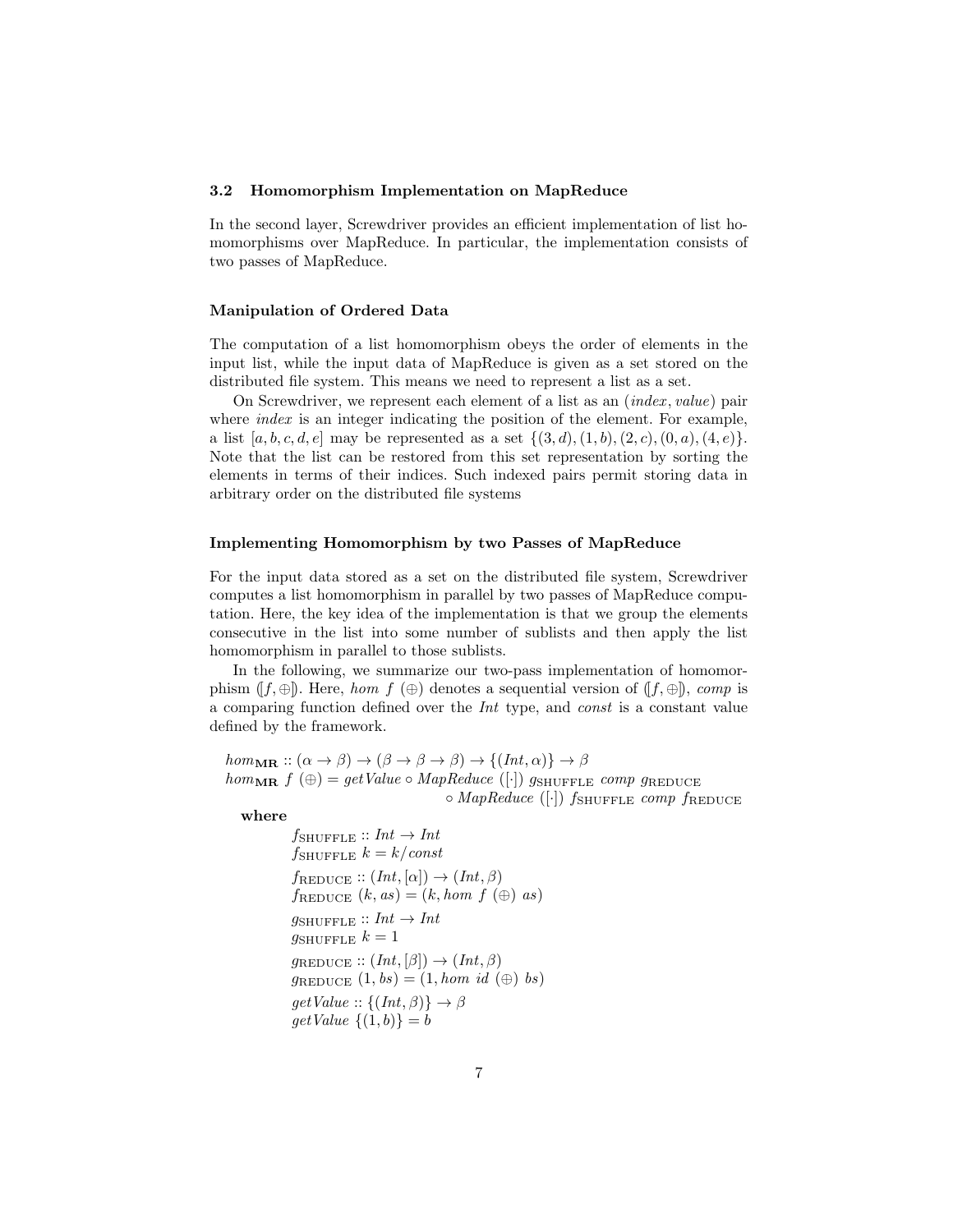### 3.2 Homomorphism Implementation on MapReduce

In the second layer, Screwdriver provides an efficient implementation of list homomorphisms over MapReduce. In particular, the implementation consists of two passes of MapReduce.

#### Manipulation of Ordered Data

The computation of a list homomorphism obeys the order of elements in the input list, while the input data of MapReduce is given as a set stored on the distributed file system. This means we need to represent a list as a set.

On Screwdriver, we represent each element of a list as an (*index*, *value*) pair where *index* is an integer indicating the position of the element. For example, a list $[a, b, c, d, e]$ may be represented as a set $\{(3, d), (1, b), (2, c), (0, a), (4, e)\}$. Note that the list can be restored from this set representation by sorting the elements in terms of their indices. Such indexed pairs permit storing data in arbitrary order on the distributed file systems

#### Implementing Homomorphism by two Passes of MapReduce

For the input data stored as a set on the distributed file system, Screwdriver computes a list homomorphism in parallel by two passes of MapReduce computation. Here, the key idea of the implementation is that we group the elements consecutive in the list into some number of sublists and then apply the list homomorphism in parallel to those sublists.

In the following, we summarize our two-pass implementation of homomorphism $([f, \oplus])$. Here, $hom\ f\ (\oplus)$ denotes a sequential version of $([f, \oplus])$, $comp$ is a comparing function defined over the $Int$ type, and $const$ is a constant value defined by the framework.

$$
\begin{aligned}
&hom_{\mathbf{MR}} :: (\alpha \rightarrow \beta) \rightarrow (\beta \rightarrow \beta \rightarrow \beta) \rightarrow \{(Int, \alpha)\} \rightarrow \beta \\
&hom_{\mathbf{MR}}\ f\ (\oplus) = getValue \circ MapReduce\ ([\cdot])\ g_{\text{SHUFFLE}}\ comp\ g_{\text{REDUCE}} \\
&\qquad\qquad\qquad\qquad \circ MapReduce\ ([\cdot])\ f_{\text{SHUFFLE}}\ comp\ f_{\text{REDUCE}}
\end{aligned}
$$

**where**

$$
\begin{aligned}
&f_{\text{SHUFFLE}} :: Int \rightarrow Int \\
&f_{\text{SHUFFLE}}\ k = k / const \\
&f_{\text{REDUCE}} :: (Int, [\alpha]) \rightarrow (Int, \beta) \\
&f_{\text{REDUCE}}\ (k, as) = (k, hom\ f\ (\oplus)\ as) \\
&g_{\text{SHUFFLE}} :: Int \rightarrow Int \\
&g_{\text{SHUFFLE}}\ k = 1 \\
&g_{\text{REDUCE}} :: (Int, [\beta]) \rightarrow (Int, \beta) \\
&g_{\text{REDUCE}}\ (1, bs) = (1, hom\ id\ (\oplus)\ bs) \\
&getValue :: \{(Int, \beta)\} \rightarrow \beta \\
&getValue\ \{(1, b)\} = b
\end{aligned}
$$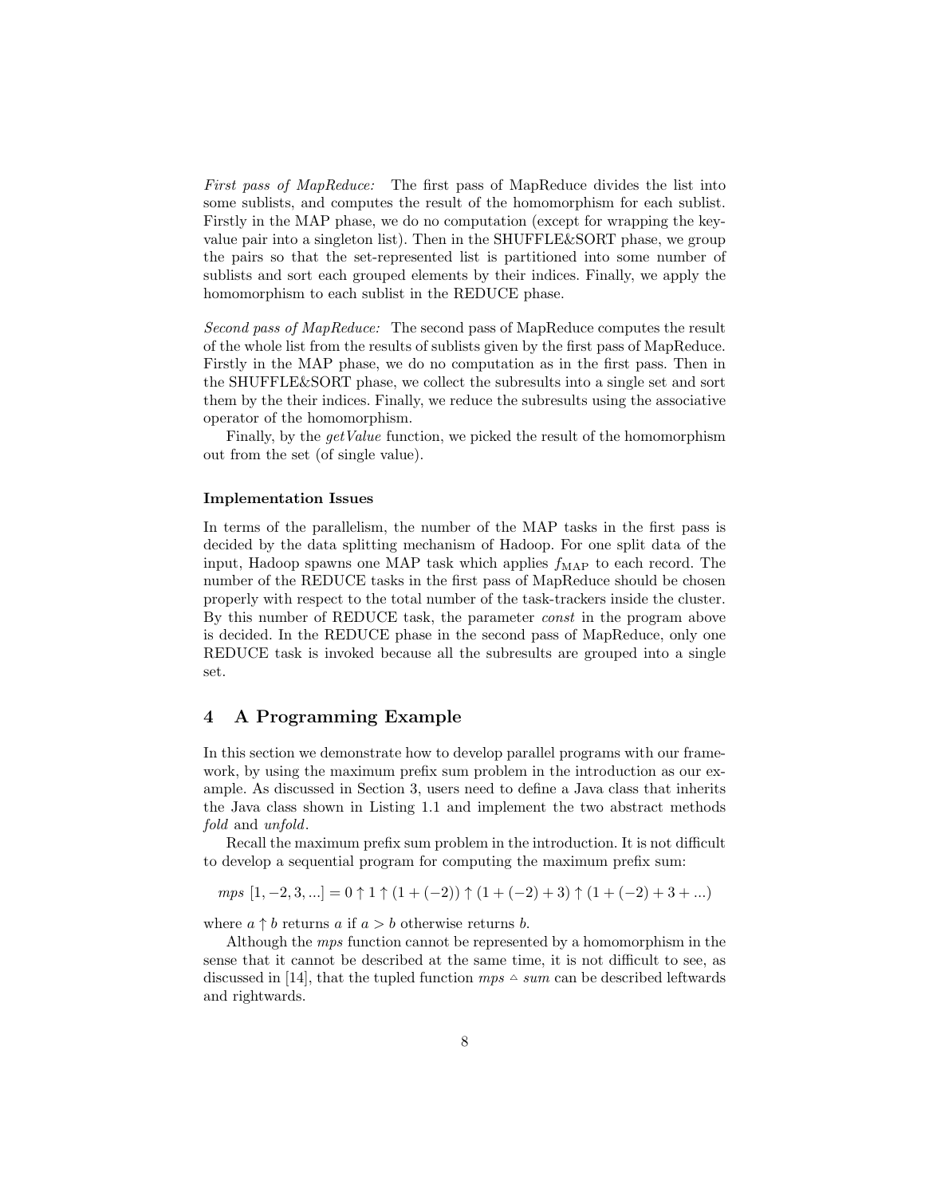*First pass of MapReduce:* The first pass of MapReduce divides the list into some sublists, and computes the result of the homomorphism for each sublist. Firstly in the MAP phase, we do no computation (except for wrapping the key-value pair into a singleton list). Then in the SHUFFLE&SORT phase, we group the pairs so that the set-represented list is partitioned into some number of sublists and sort each grouped elements by their indices. Finally, we apply the homomorphism to each sublist in the REDUCE phase.

*Second pass of MapReduce:* The second pass of MapReduce computes the result of the whole list from the results of sublists given by the first pass of MapReduce. Firstly in the MAP phase, we do no computation as in the first pass. Then in the SHUFFLE&SORT phase, we collect the subresults into a single set and sort them by the their indices. Finally, we reduce the subresults using the associative operator of the homomorphism.

Finally, by the *getValue* function, we picked the result of the homomorphism out from the set (of single value).

**Implementation Issues**

In terms of the parallelism, the number of the MAP tasks in the first pass is decided by the data splitting mechanism of Hadoop. For one split data of the input, Hadoop spawns one MAP task which applies $f_{\text{MAP}}$ to each record. The number of the REDUCE tasks in the first pass of MapReduce should be chosen properly with respect to the total number of the task-trackers inside the cluster. By this number of REDUCE task, the parameter *const* in the program above is decided. In the REDUCE phase in the second pass of MapReduce, only one REDUCE task is invoked because all the subresults are grouped into a single set.

## 4 A Programming Example

In this section we demonstrate how to develop parallel programs with our framework, by using the maximum prefix sum problem in the introduction as our example. As discussed in Section 3, users need to define a Java class that inherits the Java class shown in Listing 1.1 and implement the two abstract methods *fold* and *unfold*.

Recall the maximum prefix sum problem in the introduction. It is not difficult to develop a sequential program for computing the maximum prefix sum:

$$mps\ [1, -2, 3, ...] = 0 \uparrow 1 \uparrow (1 + (-2)) \uparrow (1 + (-2) + 3) \uparrow (1 + (-2) + 3 + ...)$$

where $a \uparrow b$ returns $a$ if $a > b$ otherwise returns $b$.

Although the *mps* function cannot be represented by a homomorphism in the sense that it cannot be described at the same time, it is not difficult to see, as discussed in [14], that the tupled function $mps \vartriangle sum$ can be described leftwards and rightwards.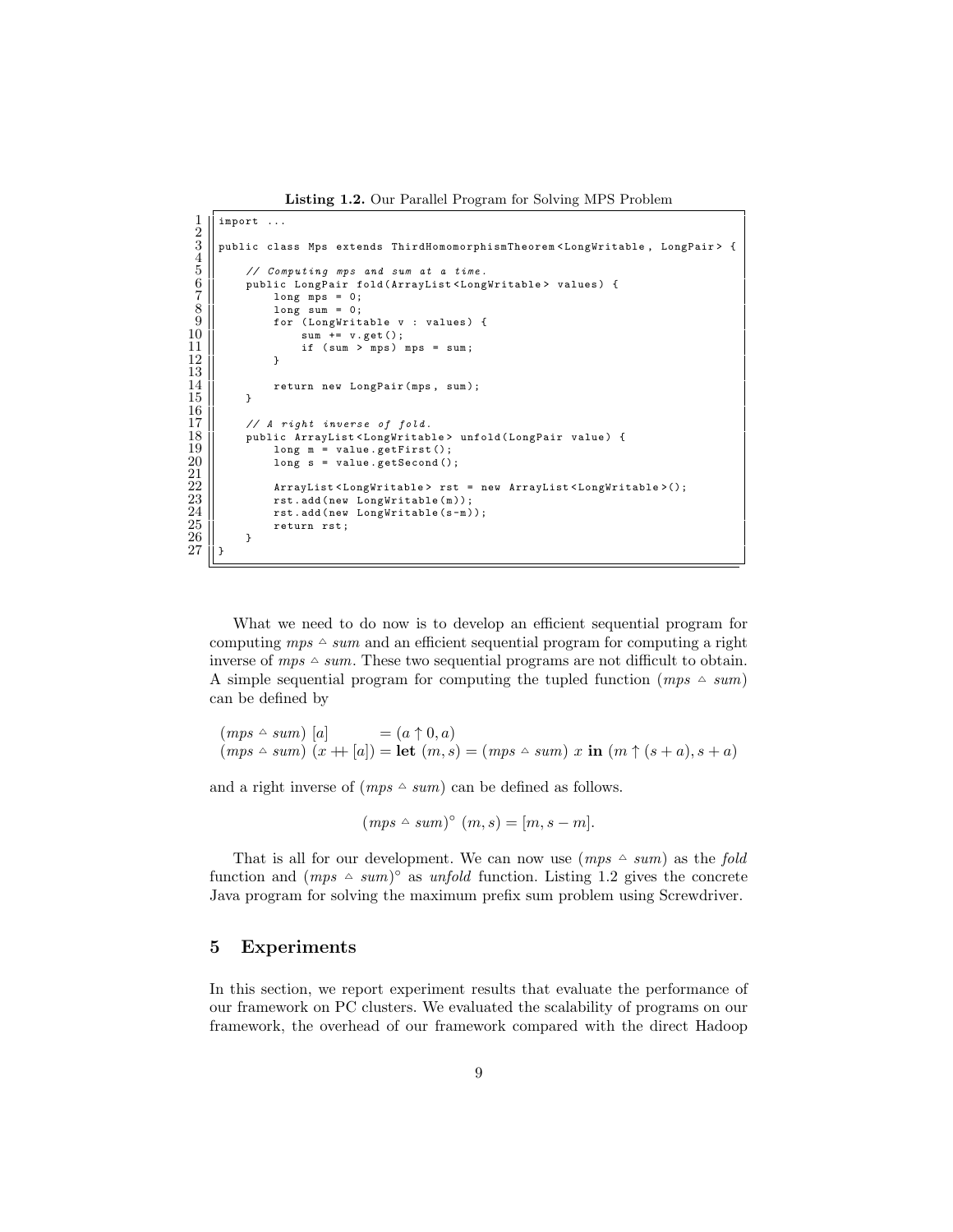**Listing 1.2.** Our Parallel Program for Solving MPS Problem

```
import ...

public class Mps extends ThirdHomomorphismTheorem<LongWritable, LongPair> {

    // Computing mps and sum at a time.
    public LongPair fold(ArrayList<LongWritable> values) {
        long mps = 0;
        long sum = 0;
        for (LongWritable v : values) {
            sum += v.get();
            if (sum > mps) mps = sum;
        }

        return new LongPair(mps, sum);
    }

    // A right inverse of fold.
    public ArrayList<LongWritable> unfold(LongPair value) {
        long m = value.getFirst();
        long s = value.getSecond();

        ArrayList<LongWritable> rst = new ArrayList<LongWritable>();
        rst.add(new LongWritable(m));
        rst.add(new LongWritable(s-m));
        return rst;
    }
}
```

What we need to do now is to develop an efficient sequential program for computing $mps \vartriangle sum$ and an efficient sequential program for computing a right inverse of $mps \vartriangle sum$. These two sequential programs are not difficult to obtain. A simple sequential program for computing the tupled function $(mps \vartriangle sum)$ can be defined by

$$
\begin{array}{ll}
(mps \vartriangle sum)\ [a] & = (a \uparrow 0, a) \\
(mps \vartriangle sum)\ (x +\!\!+ [a]) & = \textbf{let}\ (m, s) = (mps \vartriangle sum)\ x\ \textbf{in}\ (m \uparrow (s + a), s + a)
\end{array}
$$

and a right inverse of $(mps \vartriangle sum)$ can be defined as follows.

$$
(mps \vartriangle sum)^{\circ}\ (m, s) = [m, s - m].
$$

That is all for our development. We can now use $(mps \vartriangle sum)$ as the *fold* function and $(mps \vartriangle sum)^{\circ}$ as *unfold* function. Listing 1.2 gives the concrete Java program for solving the maximum prefix sum problem using Screwdriver.

## 5 Experiments

In this section, we report experiment results that evaluate the performance of our framework on PC clusters. We evaluated the scalability of programs on our framework, the overhead of our framework compared with the direct Hadoop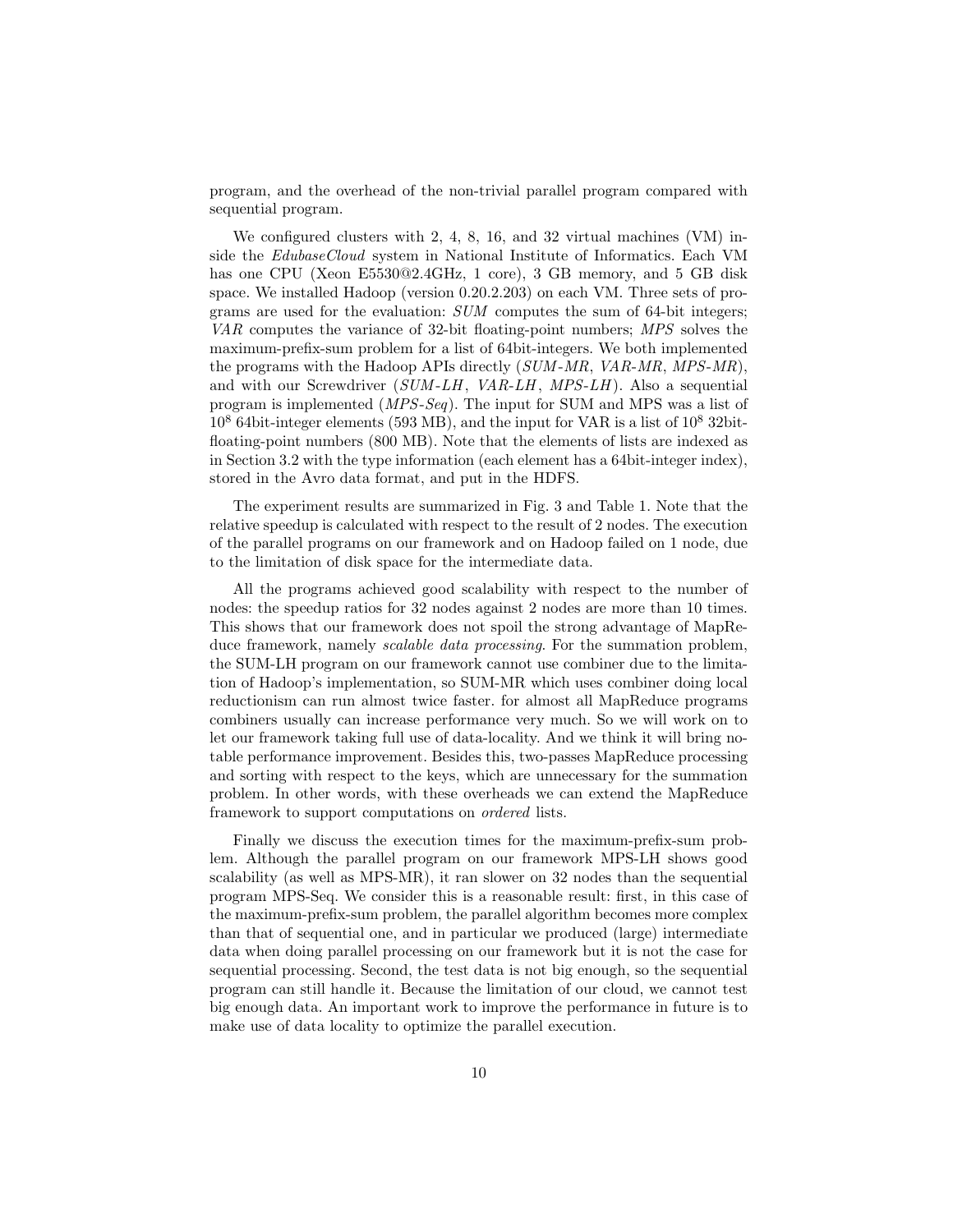program, and the overhead of the non-trivial parallel program compared with sequential program.

We configured clusters with 2, 4, 8, 16, and 32 virtual machines (VM) inside the *EdubaseCloud* system in National Institute of Informatics. Each VM has one CPU (Xeon E5530@2.4GHz, 1 core), 3 GB memory, and 5 GB disk space. We installed Hadoop (version 0.20.2.203) on each VM. Three sets of programs are used for the evaluation: *SUM* computes the sum of 64-bit integers; *VAR* computes the variance of 32-bit floating-point numbers; *MPS* solves the maximum-prefix-sum problem for a list of 64bit-integers. We both implemented the programs with the Hadoop APIs directly (*SUM-MR*, *VAR-MR*, *MPS-MR*), and with our Screwdriver (*SUM-LH*, *VAR-LH*, *MPS-LH*). Also a sequential program is implemented (*MPS-Seq*). The input for SUM and MPS was a list of $10^8$ 64bit-integer elements (593 MB), and the input for VAR is a list of $10^8$ 32bit-floating-point numbers (800 MB). Note that the elements of lists are indexed as in Section 3.2 with the type information (each element has a 64bit-integer index), stored in the Avro data format, and put in the HDFS.

The experiment results are summarized in Fig. 3 and Table 1. Note that the relative speedup is calculated with respect to the result of 2 nodes. The execution of the parallel programs on our framework and on Hadoop failed on 1 node, due to the limitation of disk space for the intermediate data.

All the programs achieved good scalability with respect to the number of nodes: the speedup ratios for 32 nodes against 2 nodes are more than 10 times. This shows that our framework does not spoil the strong advantage of MapReduce framework, namely *scalable data processing*. For the summation problem, the SUM-LH program on our framework cannot use combiner due to the limitation of Hadoop's implementation, so SUM-MR which uses combiner doing local reductionism can run almost twice faster. for almost all MapReduce programs combiners usually can increase performance very much. So we will work on to let our framework taking full use of data-locality. And we think it will bring notable performance improvement. Besides this, two-passes MapReduce processing and sorting with respect to the keys, which are unnecessary for the summation problem. In other words, with these overheads we can extend the MapReduce framework to support computations on *ordered* lists.

Finally we discuss the execution times for the maximum-prefix-sum problem. Although the parallel program on our framework MPS-LH shows good scalability (as well as MPS-MR), it ran slower on 32 nodes than the sequential program MPS-Seq. We consider this is a reasonable result: first, in this case of the maximum-prefix-sum problem, the parallel algorithm becomes more complex than that of sequential one, and in particular we produced (large) intermediate data when doing parallel processing on our framework but it is not the case for sequential processing. Second, the test data is not big enough, so the sequential program can still handle it. Because the limitation of our cloud, we cannot test big enough data. An important work to improve the performance in future is to make use of data locality to optimize the parallel execution.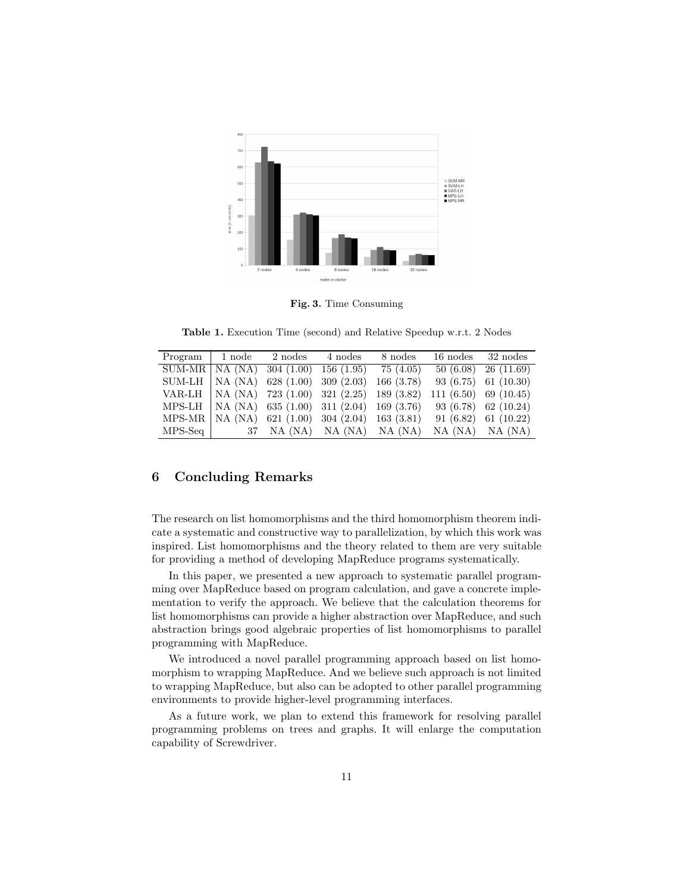**Fig. 3.** Time Consuming

**Table 1.** Execution Time (second) and Relative Speedup w.r.t. 2 Nodes

| Program | 1 node | 2 nodes | 4 nodes | 8 nodes | 16 nodes | 32 nodes |
|---|---|---|---|---|---|---|
| SUM-MR | NA (NA) | 304 (1.00) | 156 (1.95) | 75 (4.05) | 50 (6.08) | 26 (11.69) |
| SUM-LH | NA (NA) | 628 (1.00) | 309 (2.03) | 166 (3.78) | 93 (6.75) | 61 (10.30) |
| VAR-LH | NA (NA) | 723 (1.00) | 321 (2.25) | 189 (3.82) | 111 (6.50) | 69 (10.45) |
| MPS-LH | NA (NA) | 635 (1.00) | 311 (2.04) | 169 (3.76) | 93 (6.78) | 62 (10.24) |
| MPS-MR | NA (NA) | 621 (1.00) | 304 (2.04) | 163 (3.81) | 91 (6.82) | 61 (10.22) |
| MPS-Seq | 37 | NA (NA) | NA (NA) | NA (NA) | NA (NA) | NA (NA) |

## 6 Concluding Remarks

The research on list homomorphisms and the third homomorphism theorem indicate a systematic and constructive way to parallelization, by which this work was inspired. List homomorphisms and the theory related to them are very suitable for providing a method of developing MapReduce programs systematically.

In this paper, we presented a new approach to systematic parallel programming over MapReduce based on program calculation, and gave a concrete implementation to verify the approach. We believe that the calculation theorems for list homomorphisms can provide a higher abstraction over MapReduce, and such abstraction brings good algebraic properties of list homomorphisms to parallel programming with MapReduce.

We introduced a novel parallel programming approach based on list homomorphism to wrapping MapReduce. And we believe such approach is not limited to wrapping MapReduce, but also can be adopted to other parallel programming environments to provide higher-level programming interfaces.

As a future work, we plan to extend this framework for resolving parallel programming problems on trees and graphs. It will enlarge the computation capability of Screwdriver.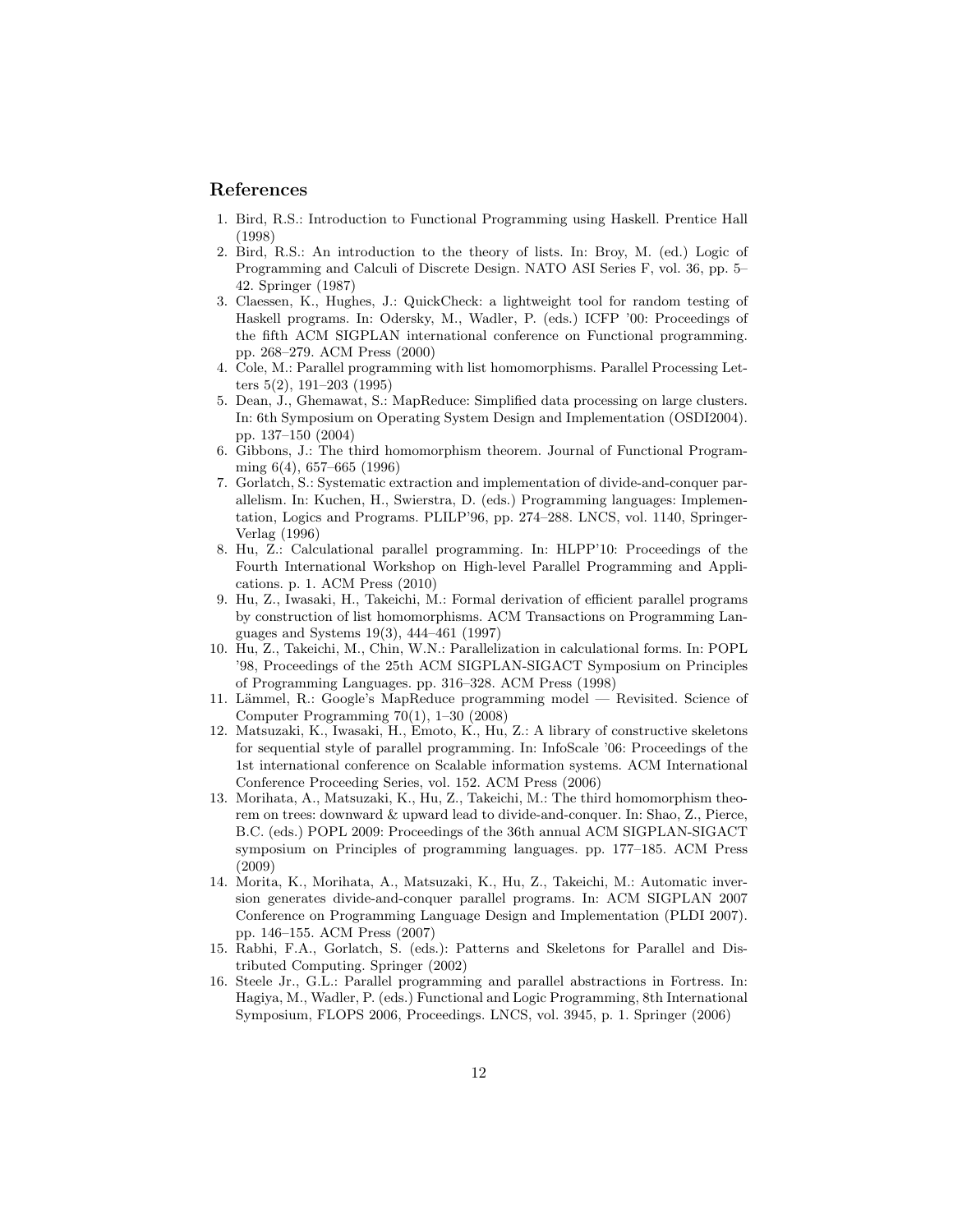## References

1. Bird, R.S.: Introduction to Functional Programming using Haskell. Prentice Hall (1998)
2. Bird, R.S.: An introduction to the theory of lists. In: Broy, M. (ed.) Logic of Programming and Calculi of Discrete Design. NATO ASI Series F, vol. 36, pp. 5–42. Springer (1987)
3. Claessen, K., Hughes, J.: QuickCheck: a lightweight tool for random testing of Haskell programs. In: Odersky, M., Wadler, P. (eds.) ICFP '00: Proceedings of the fifth ACM SIGPLAN international conference on Functional programming. pp. 268–279. ACM Press (2000)
4. Cole, M.: Parallel programming with list homomorphisms. Parallel Processing Letters 5(2), 191–203 (1995)
5. Dean, J., Ghemawat, S.: MapReduce: Simplified data processing on large clusters. In: 6th Symposium on Operating System Design and Implementation (OSDI2004). pp. 137–150 (2004)
6. Gibbons, J.: The third homomorphism theorem. Journal of Functional Programming 6(4), 657–665 (1996)
7. Gorlatch, S.: Systematic extraction and implementation of divide-and-conquer parallelism. In: Kuchen, H., Swierstra, D. (eds.) Programming languages: Implementation, Logics and Programs. PLILP'96, pp. 274–288. LNCS, vol. 1140, Springer-Verlag (1996)
8. Hu, Z.: Calculational parallel programming. In: HLPP'10: Proceedings of the Fourth International Workshop on High-level Parallel Programming and Applications. p. 1. ACM Press (2010)
9. Hu, Z., Iwasaki, H., Takeichi, M.: Formal derivation of efficient parallel programs by construction of list homomorphisms. ACM Transactions on Programming Languages and Systems 19(3), 444–461 (1997)
10. Hu, Z., Takeichi, M., Chin, W.N.: Parallelization in calculational forms. In: POPL '98, Proceedings of the 25th ACM SIGPLAN-SIGACT Symposium on Principles of Programming Languages. pp. 316–328. ACM Press (1998)
11. Lämmel, R.: Google's MapReduce programming model — Revisited. Science of Computer Programming 70(1), 1–30 (2008)
12. Matsuzaki, K., Iwasaki, H., Emoto, K., Hu, Z.: A library of constructive skeletons for sequential style of parallel programming. In: InfoScale '06: Proceedings of the 1st international conference on Scalable information systems. ACM International Conference Proceeding Series, vol. 152. ACM Press (2006)
13. Morihata, A., Matsuzaki, K., Hu, Z., Takeichi, M.: The third homomorphism theorem on trees: downward & upward lead to divide-and-conquer. In: Shao, Z., Pierce, B.C. (eds.) POPL 2009: Proceedings of the 36th annual ACM SIGPLAN-SIGACT symposium on Principles of programming languages. pp. 177–185. ACM Press (2009)
14. Morita, K., Morihata, A., Matsuzaki, K., Hu, Z., Takeichi, M.: Automatic inversion generates divide-and-conquer parallel programs. In: ACM SIGPLAN 2007 Conference on Programming Language Design and Implementation (PLDI 2007). pp. 146–155. ACM Press (2007)
15. Rabhi, F.A., Gorlatch, S. (eds.): Patterns and Skeletons for Parallel and Distributed Computing. Springer (2002)
16. Steele Jr., G.L.: Parallel programming and parallel abstractions in Fortress. In: Hagiya, M., Wadler, P. (eds.) Functional and Logic Programming, 8th International Symposium, FLOPS 2006, Proceedings. LNCS, vol. 3945, p. 1. Springer (2006)